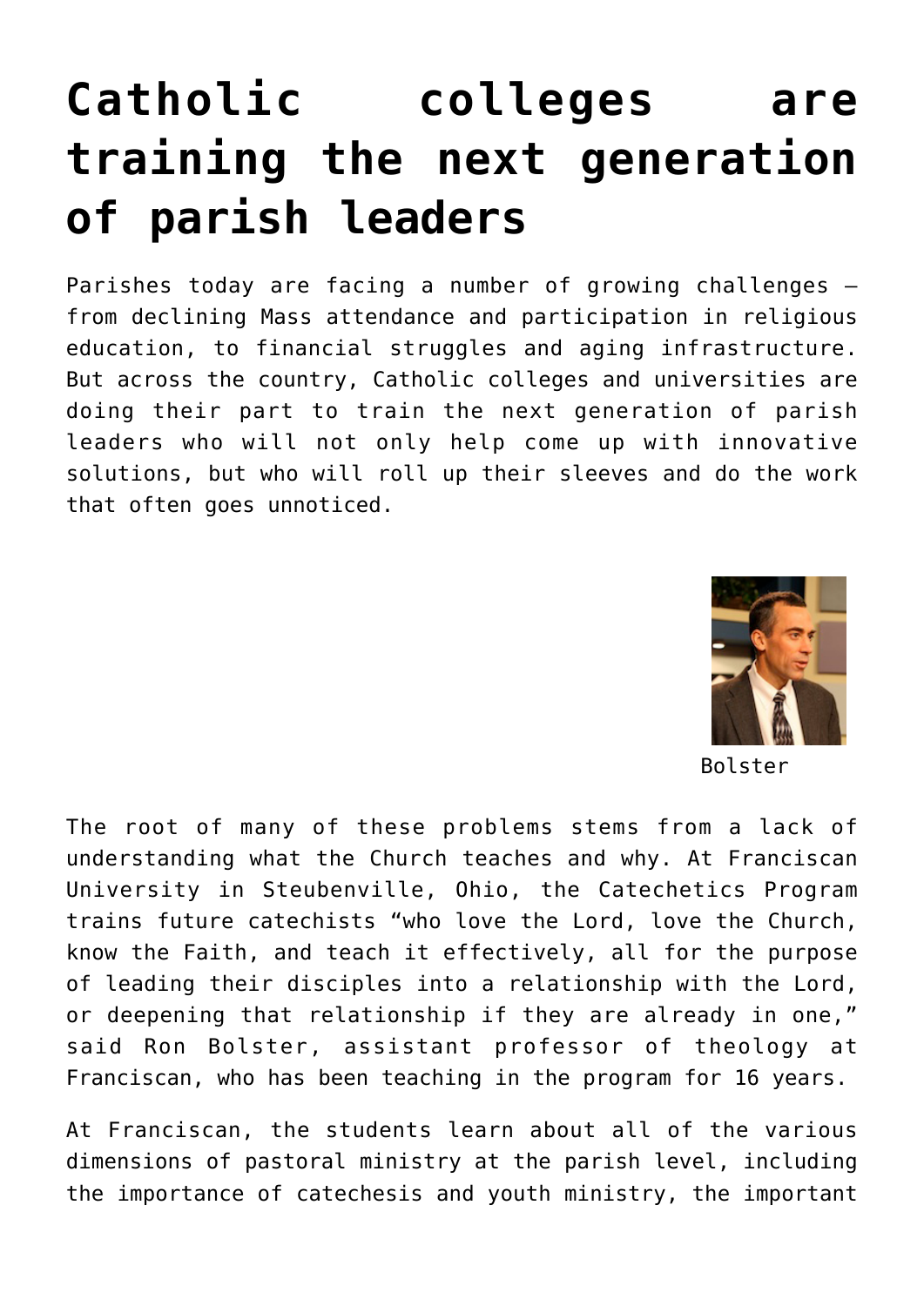# Catholic colleges are training the next generation of parish leaders

Parishes today are facing a number of growing challenges — from declining Mass attendance and participation in religious education, to financial struggles and aging infrastructure. But across the country, Catholic colleges and universities are doing their part to train the next generation of parish leaders who will not only help come up with innovative solutions, but who will roll up their sleeves and do the work that often goes unnoticed.

Bolster

The root of many of these problems stems from a lack of understanding what the Church teaches and why. At Franciscan University in Steubenville, Ohio, the Catechetics Program trains future catechists "who love the Lord, love the Church, know the Faith, and teach it effectively, all for the purpose of leading their disciples into a relationship with the Lord, or deepening that relationship if they are already in one," said Ron Bolster, assistant professor of theology at Franciscan, who has been teaching in the program for 16 years.

At Franciscan, the students learn about all of the various dimensions of pastoral ministry at the parish level, including the importance of catechesis and youth ministry, the important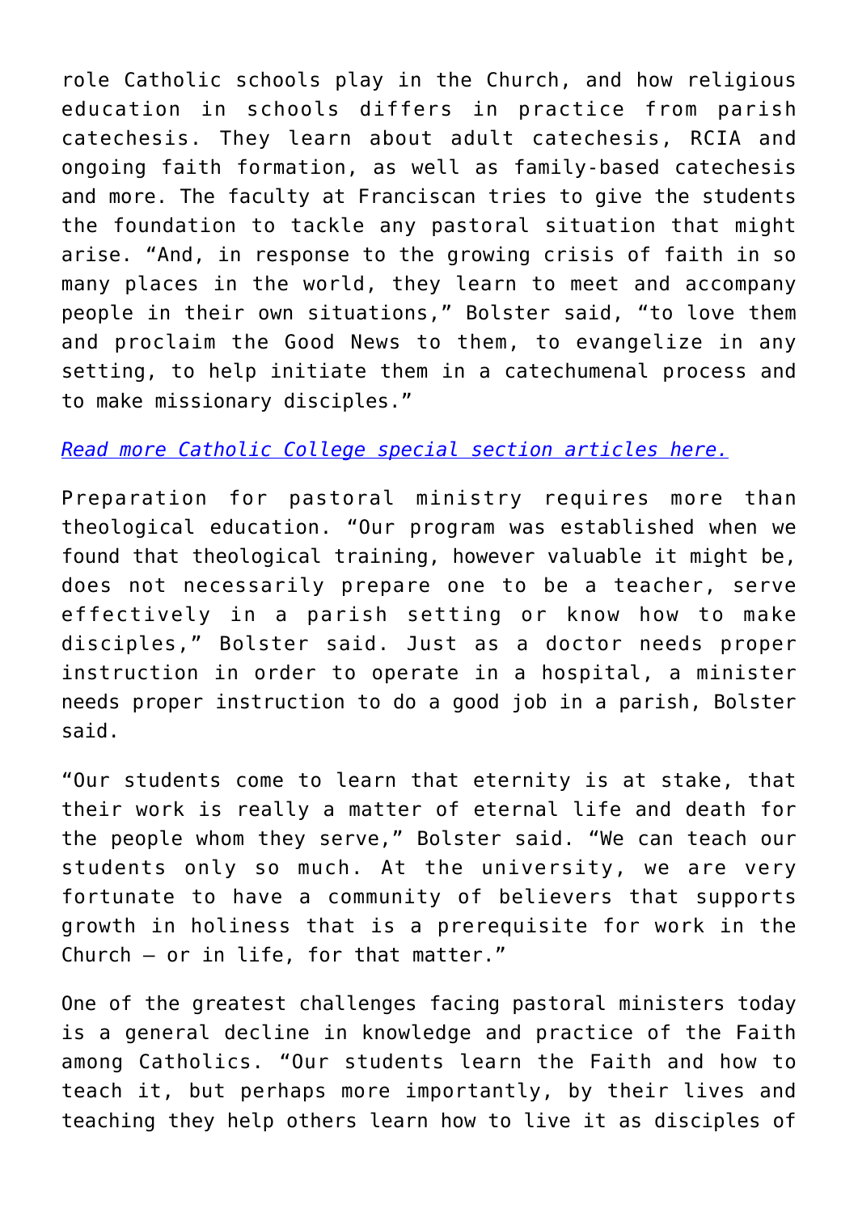role Catholic schools play in the Church, and how religious education in schools differs in practice from parish catechesis. They learn about adult catechesis, RCIA and ongoing faith formation, as well as family-based catechesis and more. The faculty at Franciscan tries to give the students the foundation to tackle any pastoral situation that might arise. “And, in response to the growing crisis of faith in so many places in the world, they learn to meet and accompany people in their own situations,” Bolster said, “to love them and proclaim the Good News to them, to evangelize in any setting, to help initiate them in a catechumenal process and to make missionary disciples.”

*Read more Catholic College special section articles here.*

Preparation for pastoral ministry requires more than theological education. “Our program was established when we found that theological training, however valuable it might be, does not necessarily prepare one to be a teacher, serve effectively in a parish setting or know how to make disciples,” Bolster said. Just as a doctor needs proper instruction in order to operate in a hospital, a minister needs proper instruction to do a good job in a parish, Bolster said.

“Our students come to learn that eternity is at stake, that their work is really a matter of eternal life and death for the people whom they serve,” Bolster said. “We can teach our students only so much. At the university, we are very fortunate to have a community of believers that supports growth in holiness that is a prerequisite for work in the Church — or in life, for that matter.”

One of the greatest challenges facing pastoral ministers today is a general decline in knowledge and practice of the Faith among Catholics. “Our students learn the Faith and how to teach it, but perhaps more importantly, by their lives and teaching they help others learn how to live it as disciples of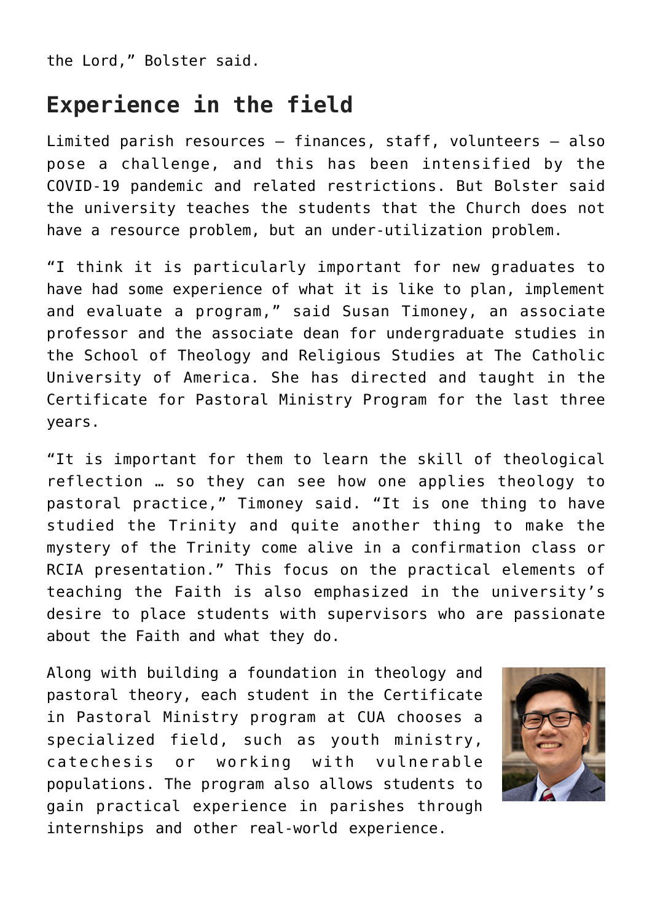the Lord," Bolster said.

## Experience in the field

Limited parish resources — finances, staff, volunteers — also pose a challenge, and this has been intensified by the COVID-19 pandemic and related restrictions. But Bolster said the university teaches the students that the Church does not have a resource problem, but an under-utilization problem.

"I think it is particularly important for new graduates to have had some experience of what it is like to plan, implement and evaluate a program," said Susan Timoney, an associate professor and the associate dean for undergraduate studies in the School of Theology and Religious Studies at The Catholic University of America. She has directed and taught in the Certificate for Pastoral Ministry Program for the last three years.

"It is important for them to learn the skill of theological reflection … so they can see how one applies theology to pastoral practice," Timoney said. "It is one thing to have studied the Trinity and quite another thing to make the mystery of the Trinity come alive in a confirmation class or RCIA presentation." This focus on the practical elements of teaching the Faith is also emphasized in the university's desire to place students with supervisors who are passionate about the Faith and what they do.

Along with building a foundation in theology and pastoral theory, each student in the Certificate in Pastoral Ministry program at CUA chooses a specialized field, such as youth ministry, catechesis or working with vulnerable populations. The program also allows students to gain practical experience in parishes through internships and other real-world experience.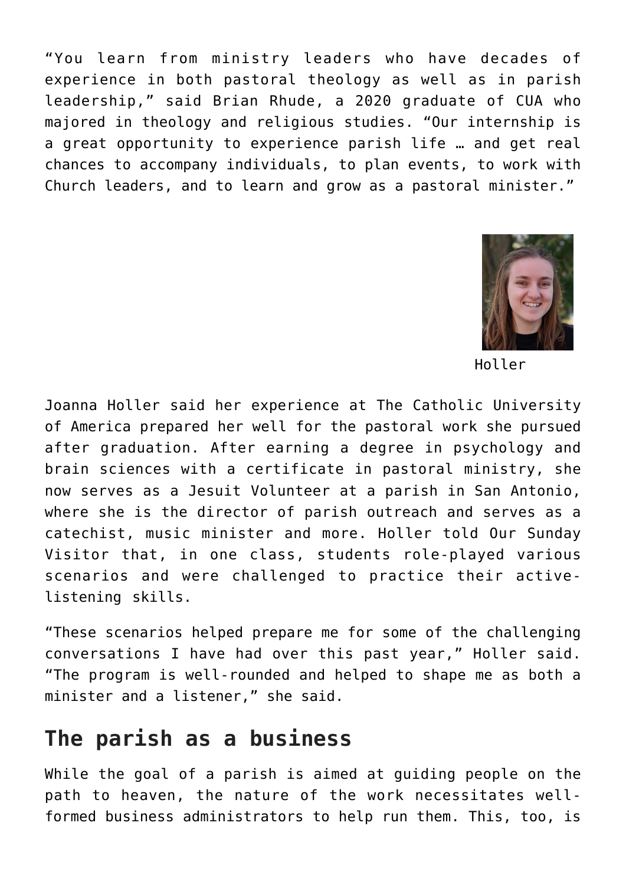"You learn from ministry leaders who have decades of experience in both pastoral theology as well as in parish leadership," said Brian Rhude, a 2020 graduate of CUA who majored in theology and religious studies. "Our internship is a great opportunity to experience parish life … and get real chances to accompany individuals, to plan events, to work with Church leaders, and to learn and grow as a pastoral minister."

Holler

Joanna Holler said her experience at The Catholic University of America prepared her well for the pastoral work she pursued after graduation. After earning a degree in psychology and brain sciences with a certificate in pastoral ministry, she now serves as a Jesuit Volunteer at a parish in San Antonio, where she is the director of parish outreach and serves as a catechist, music minister and more. Holler told Our Sunday Visitor that, in one class, students role-played various scenarios and were challenged to practice their active-listening skills.

"These scenarios helped prepare me for some of the challenging conversations I have had over this past year," Holler said. "The program is well-rounded and helped to shape me as both a minister and a listener," she said.

## The parish as a business

While the goal of a parish is aimed at guiding people on the path to heaven, the nature of the work necessitates well-formed business administrators to help run them. This, too, is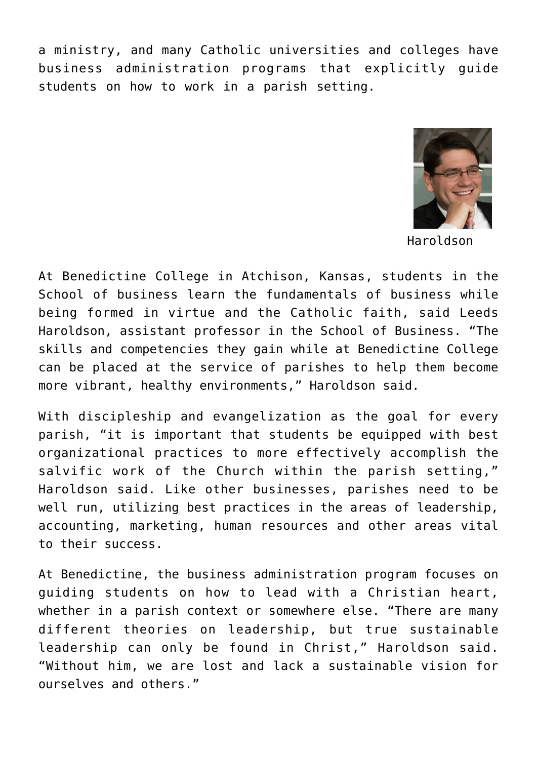a ministry, and many Catholic universities and colleges have business administration programs that explicitly guide students on how to work in a parish setting.

Haroldson

At Benedictine College in Atchison, Kansas, students in the School of business learn the fundamentals of business while being formed in virtue and the Catholic faith, said Leeds Haroldson, assistant professor in the School of Business. "The skills and competencies they gain while at Benedictine College can be placed at the service of parishes to help them become more vibrant, healthy environments," Haroldson said.

With discipleship and evangelization as the goal for every parish, "it is important that students be equipped with best organizational practices to more effectively accomplish the salvific work of the Church within the parish setting," Haroldson said. Like other businesses, parishes need to be well run, utilizing best practices in the areas of leadership, accounting, marketing, human resources and other areas vital to their success.

At Benedictine, the business administration program focuses on guiding students on how to lead with a Christian heart, whether in a parish context or somewhere else. "There are many different theories on leadership, but true sustainable leadership can only be found in Christ," Haroldson said. "Without him, we are lost and lack a sustainable vision for ourselves and others."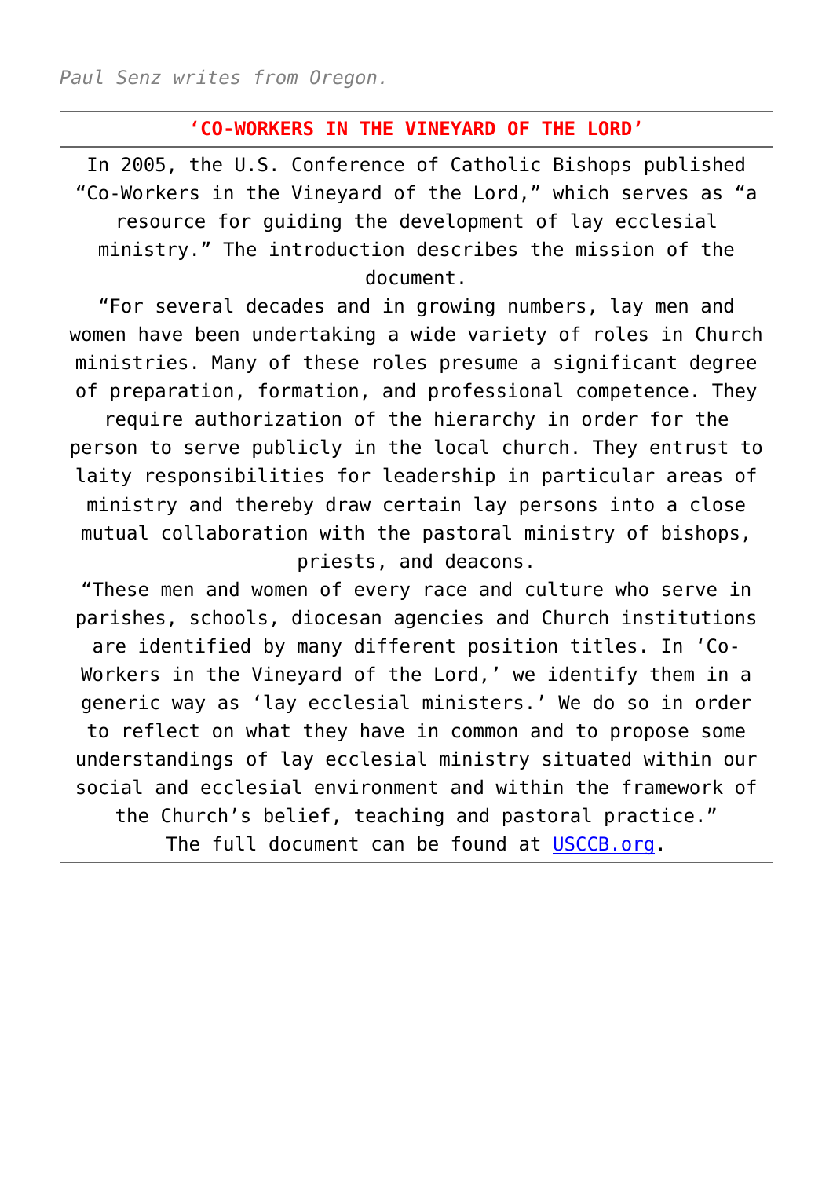*Paul Senz writes from Oregon.*

| **'CO-WORKERS IN THE VINEYARD OF THE LORD'** |
| --- |
| In 2005, the U.S. Conference of Catholic Bishops published "Co-Workers in the Vineyard of the Lord," which serves as "a resource for guiding the development of lay ecclesial ministry." The introduction describes the mission of the document.<br>"For several decades and in growing numbers, lay men and women have been undertaking a wide variety of roles in Church ministries. Many of these roles presume a significant degree of preparation, formation, and professional competence. They require authorization of the hierarchy in order for the person to serve publicly in the local church. They entrust to laity responsibilities for leadership in particular areas of ministry and thereby draw certain lay persons into a close mutual collaboration with the pastoral ministry of bishops, priests, and deacons.<br>"These men and women of every race and culture who serve in parishes, schools, diocesan agencies and Church institutions are identified by many different position titles. In 'Co-Workers in the Vineyard of the Lord,' we identify them in a generic way as 'lay ecclesial ministers.' We do so in order to reflect on what they have in common and to propose some understandings of lay ecclesial ministry situated within our social and ecclesial environment and within the framework of the Church's belief, teaching and pastoral practice."<br>The full document can be found at USCCB.org. |